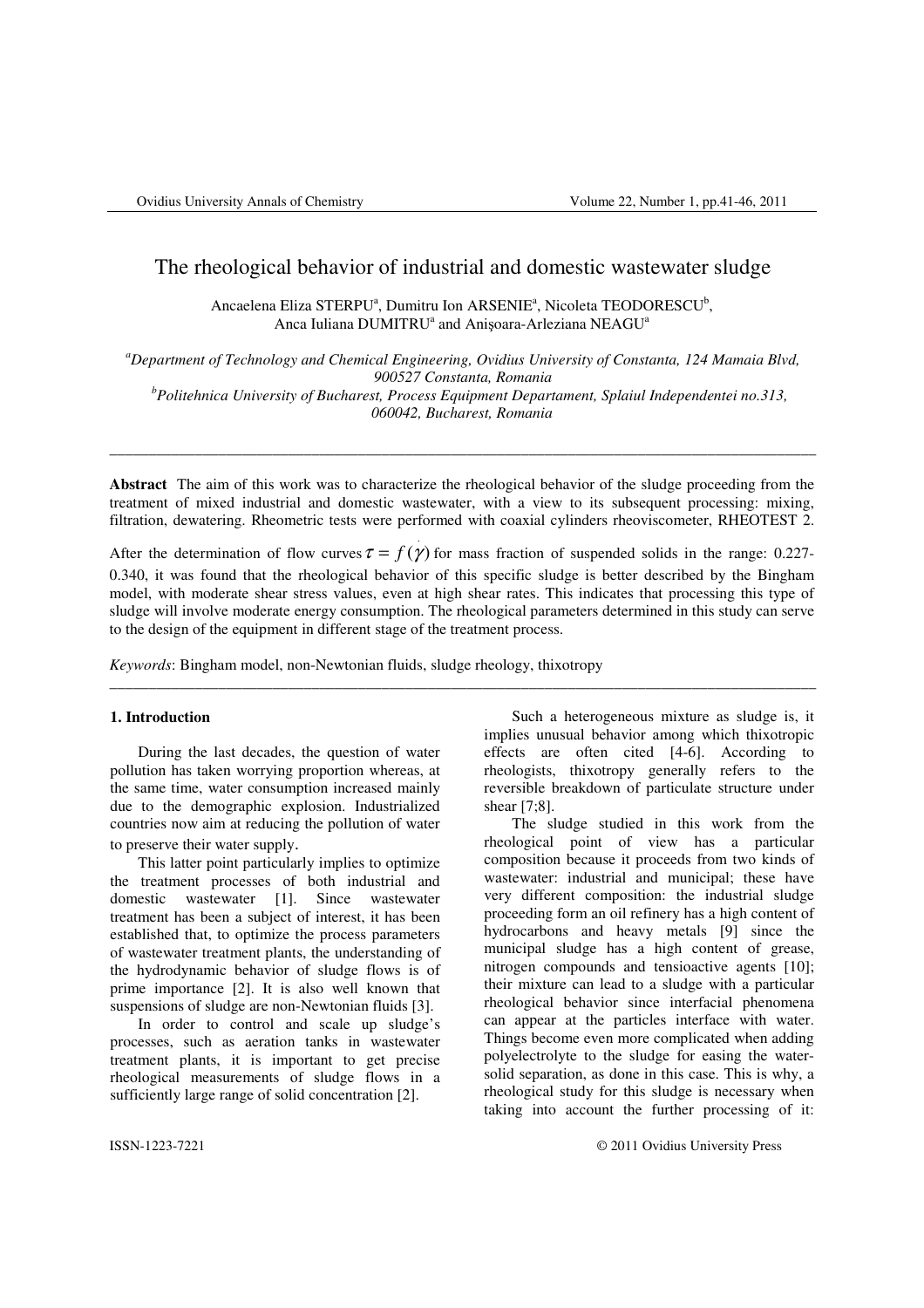# The rheological behavior of industrial and domestic wastewater sludge

Ancaelena Eliza STERPU[a], Dumitru Ion ARSENIE[a], Nicoleta TEODORESCU[b], Anca Iuliana DUMITRU[a] and Anişoara-Arleziana NEAGU[a]

[a]*Department of Technology and Chemical Engineering, Ovidius University of Constanta, 124 Mamaia Blvd, 900527 Constanta, Romania*
[b]*Politehnica University of Bucharest, Process Equipment Departament, Splaiul Independentei no.313, 060042, Bucharest, Romania*

---

**Abstract** The aim of this work was to characterize the rheological behavior of the sludge proceeding from the treatment of mixed industrial and domestic wastewater, with a view to its subsequent processing: mixing, filtration, dewatering. Rheometric tests were performed with coaxial cylinders rheoviscometer, RHEOTEST 2. After the determination of flow curves $\tau = f(\dot{\gamma})$ for mass fraction of suspended solids in the range: 0.227-0.340, it was found that the rheological behavior of this specific sludge is better described by the Bingham model, with moderate shear stress values, even at high shear rates. This indicates that processing this type of sludge will involve moderate energy consumption. The rheological parameters determined in this study can serve to the design of the equipment in different stage of the treatment process.

*Keywords*: Bingham model, non-Newtonian fluids, sludge rheology, thixotropy

---

## 1. Introduction

During the last decades, the question of water pollution has taken worrying proportion whereas, at the same time, water consumption increased mainly due to the demographic explosion. Industrialized countries now aim at reducing the pollution of water to preserve their water supply.

This latter point particularly implies to optimize the treatment processes of both industrial and domestic wastewater [1]. Since wastewater treatment has been a subject of interest, it has been established that, to optimize the process parameters of wastewater treatment plants, the understanding of the hydrodynamic behavior of sludge flows is of prime importance [2]. It is also well known that suspensions of sludge are non-Newtonian fluids [3].

In order to control and scale up sludge's processes, such as aeration tanks in wastewater treatment plants, it is important to get precise rheological measurements of sludge flows in a sufficiently large range of solid concentration [2].

Such a heterogeneous mixture as sludge is, it implies unusual behavior among which thixotropic effects are often cited [4-6]. According to rheologists, thixotropy generally refers to the reversible breakdown of particulate structure under shear [7;8].

The sludge studied in this work from the rheological point of view has a particular composition because it proceeds from two kinds of wastewater: industrial and municipal; these have very different composition: the industrial sludge proceeding form an oil refinery has a high content of hydrocarbons and heavy metals [9] since the municipal sludge has a high content of grease, nitrogen compounds and tensioactive agents [10]; their mixture can lead to a sludge with a particular rheological behavior since interfacial phenomena can appear at the particles interface with water. Things become even more complicated when adding polyelectrolyte to the sludge for easing the water-solid separation, as done in this case. This is why, a rheological study for this sludge is necessary when taking into account the further processing of it:

ISSN-1223-7221 © 2011 Ovidius University Press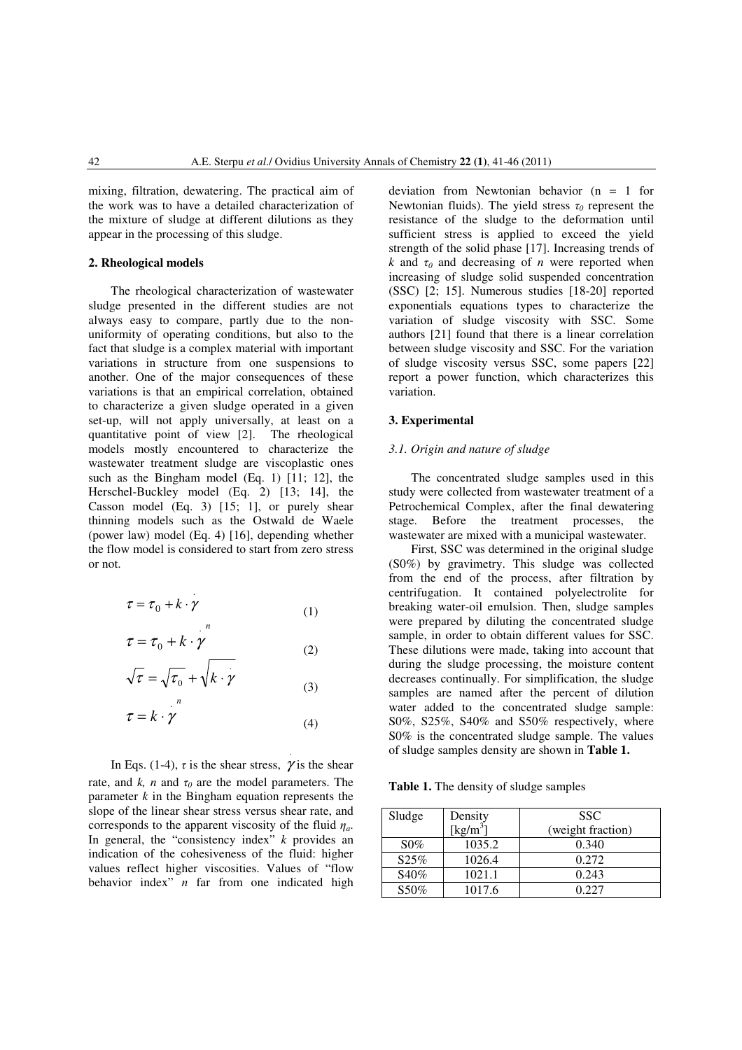mixing, filtration, dewatering. The practical aim of the work was to have a detailed characterization of the mixture of sludge at different dilutions as they appear in the processing of this sludge.

## 2. Rheological models

The rheological characterization of wastewater sludge presented in the different studies are not always easy to compare, partly due to the non-uniformity of operating conditions, but also to the fact that sludge is a complex material with important variations in structure from one suspensions to another. One of the major consequences of these variations is that an empirical correlation, obtained to characterize a given sludge operated in a given set-up, will not apply universally, at least on a quantitative point of view [2]. The rheological models mostly encountered to characterize the wastewater treatment sludge are viscoplastic ones such as the Bingham model (Eq. 1) [11; 12], the Herschel-Buckley model (Eq. 2) [13; 14], the Casson model (Eq. 3) [15; 1], or purely shear thinning models such as the Ostwald de Waele (power law) model (Eq. 4) [16], depending whether the flow model is considered to start from zero stress or not.

$$\tau = \tau_0 + k \cdot \dot{\gamma} \tag{1}$$

$$\tau = \tau_0 + k \cdot \dot{\gamma}^n \tag{2}$$

$$\sqrt{\tau} = \sqrt{\tau_0} + \sqrt{k \cdot \dot{\gamma}} \tag{3}$$

$$\tau = k \cdot \dot{\gamma}^n \tag{4}$$

In Eqs. (1-4), $\tau$ is the shear stress, $\dot{\gamma}$ is the shear rate, and $k$, $n$ and $\tau_0$ are the model parameters. The parameter $k$ in the Bingham equation represents the slope of the linear shear stress versus shear rate, and corresponds to the apparent viscosity of the fluid $\eta_a$. In general, the "consistency index" $k$ provides an indication of the cohesiveness of the fluid: higher values reflect higher viscosities. Values of "flow behavior index" $n$ far from one indicated high deviation from Newtonian behavior ($n = 1$ for Newtonian fluids). The yield stress $\tau_0$ represent the resistance of the sludge to the deformation until sufficient stress is applied to exceed the yield strength of the solid phase [17]. Increasing trends of $k$ and $\tau_0$ and decreasing of $n$ were reported when increasing of sludge solid suspended concentration (SSC) [2; 15]. Numerous studies [18-20] reported exponentials equations types to characterize the variation of sludge viscosity with SSC. Some authors [21] found that there is a linear correlation between sludge viscosity and SSC. For the variation of sludge viscosity versus SSC, some papers [22] report a power function, which characterizes this variation.

## 3. Experimental

### *3.1. Origin and nature of sludge*

The concentrated sludge samples used in this study were collected from wastewater treatment of a Petrochemical Complex, after the final dewatering stage. Before the treatment processes, the wastewater are mixed with a municipal wastewater.

First, SSC was determined in the original sludge (S0%) by gravimetry. This sludge was collected from the end of the process, after filtration by centrifugation. It contained polyelectrolite for breaking water-oil emulsion. Then, sludge samples were prepared by diluting the concentrated sludge sample, in order to obtain different values for SSC. These dilutions were made, taking into account that during the sludge processing, the moisture content decreases continually. For simplification, the sludge samples are named after the percent of dilution water added to the concentrated sludge sample: S0%, S25%, S40% and S50% respectively, where S0% is the concentrated sludge sample. The values of sludge samples density are shown in **Table 1.**

**Table 1.** The density of sludge samples

| Sludge | Density [kg/m$^3$] | SSC (weight fraction) |
|---|---|---|
| S0% | 1035.2 | 0.340 |
| S25% | 1026.4 | 0.272 |
| S40% | 1021.1 | 0.243 |
| S50% | 1017.6 | 0.227 |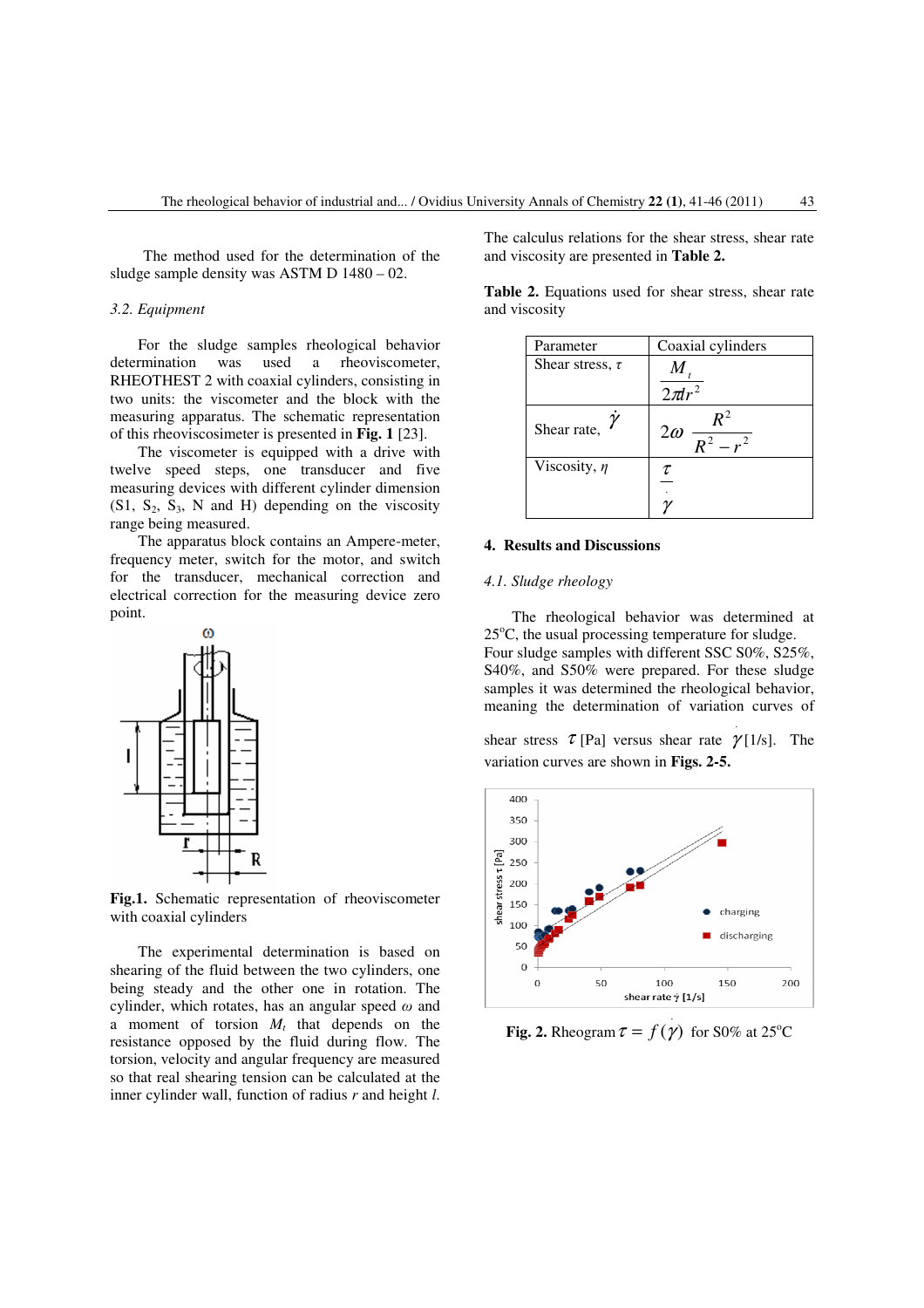The method used for the determination of the sludge sample density was ASTM D 1480 – 02.

### 3.2. Equipment

For the sludge samples rheological behavior determination was used a rheoviscometer, RHEOTHEST 2 with coaxial cylinders, consisting in two units: the viscometer and the block with the measuring apparatus. The schematic representation of this rheoviscosimeter is presented in **Fig. 1** [23].

The viscometer is equipped with a drive with twelve speed steps, one transducer and five measuring devices with different cylinder dimension ($S1$, $S_2$, $S_3$, N and H) depending on the viscosity range being measured.

The apparatus block contains an Ampere-meter, frequency meter, switch for the motor, and switch for the transducer, mechanical correction and electrical correction for the measuring device zero point.

**Fig.1.** Schematic representation of rheoviscometer with coaxial cylinders

The experimental determination is based on shearing of the fluid between the two cylinders, one being steady and the other one in rotation. The cylinder, which rotates, has an angular speed $\omega$ and a moment of torsion $M_t$ that depends on the resistance opposed by the fluid during flow. The torsion, velocity and angular frequency are measured so that real shearing tension can be calculated at the inner cylinder wall, function of radius *r* and height *l*.

The calculus relations for the shear stress, shear rate and viscosity are presented in **Table 2.**

**Table 2.** Equations used for shear stress, shear rate and viscosity

| Parameter | Coaxial cylinders |
| --- | --- |
| Shear stress, $\tau$ | $\dfrac{M_t}{2\pi l r^2}$ |
| Shear rate, $\dot{\gamma}$ | $2\omega \dfrac{R^2}{R^2 - r^2}$ |
| Viscosity, $\eta$ | $\dfrac{\tau}{\dot{\gamma}}$ |

## 4. Results and Discussions

### 4.1. Sludge rheology

The rheological behavior was determined at 25°C, the usual processing temperature for sludge. Four sludge samples with different SSC S0%, S25%, S40%, and S50% were prepared. For these sludge samples it was determined the rheological behavior, meaning the determination of variation curves of shear stress $\tau$ [Pa] versus shear rate $\dot{\gamma}$ [1/s]. The variation curves are shown in **Figs. 2-5.**

**Fig. 2.** Rheogram $\tau = f(\dot{\gamma})$ for S0% at 25°C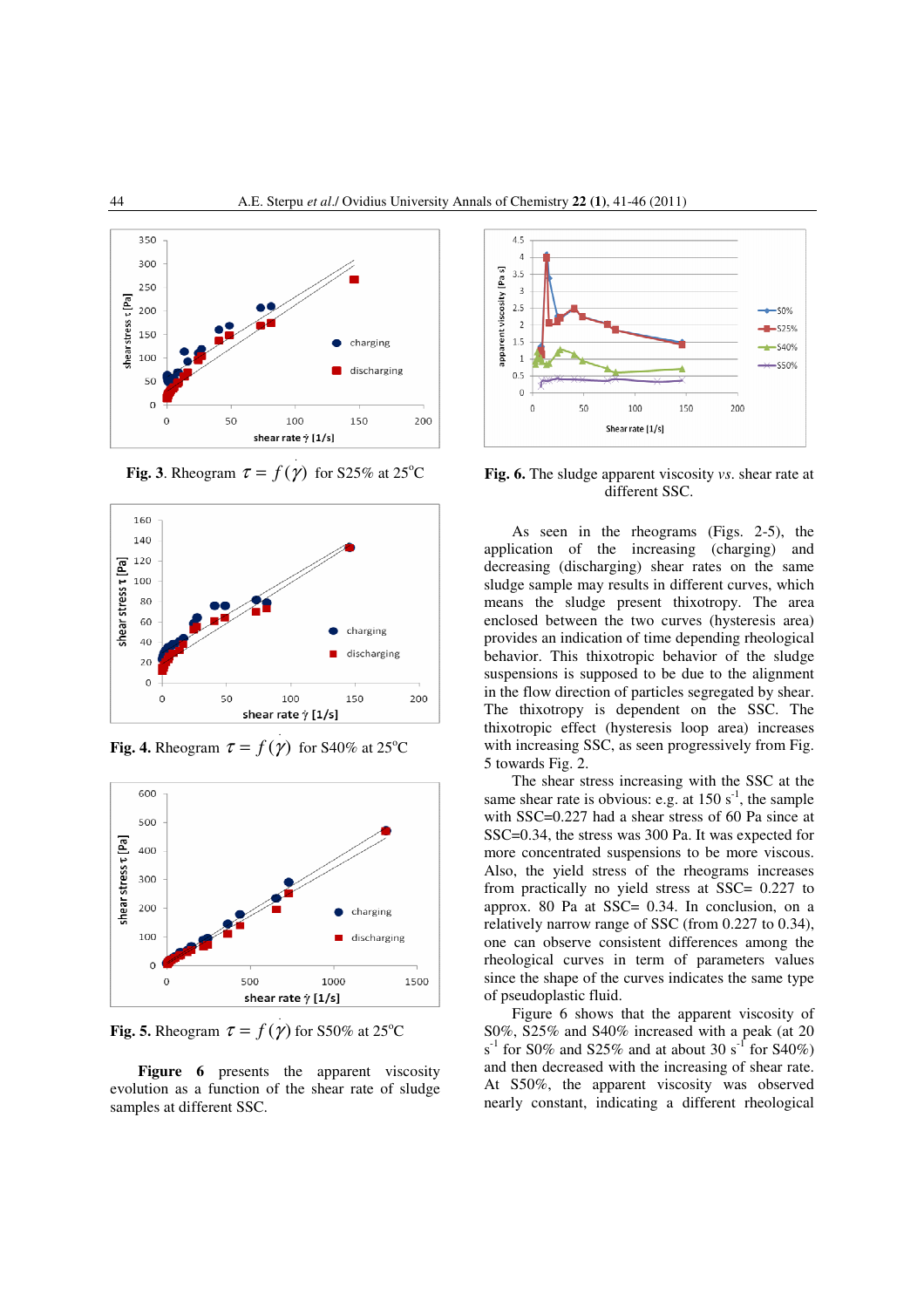**Fig. 3**. Rheogram $\tau = f(\dot{\gamma})$ for S25% at 25°C

**Fig. 4.** Rheogram $\tau = f(\dot{\gamma})$ for S40% at 25°C

**Fig. 5.** Rheogram $\tau = f(\dot{\gamma})$ for S50% at 25°C

**Figure 6** presents the apparent viscosity evolution as a function of the shear rate of sludge samples at different SSC.

**Fig. 6.** The sludge apparent viscosity *vs.* shear rate at different SSC.

As seen in the rheograms (Figs. 2-5), the application of the increasing (charging) and decreasing (discharging) shear rates on the same sludge sample may results in different curves, which means the sludge present thixotropy. The area enclosed between the two curves (hysteresis area) provides an indication of time depending rheological behavior. This thixotropic behavior of the sludge suspensions is supposed to be due to the alignment in the flow direction of particles segregated by shear. The thixotropy is dependent on the SSC. The thixotropic effect (hysteresis loop area) increases with increasing SSC, as seen progressively from Fig. 5 towards Fig. 2.

The shear stress increasing with the SSC at the same shear rate is obvious: e.g. at 150 $s^{-1}$, the sample with SSC=0.227 had a shear stress of 60 Pa since at SSC=0.34, the stress was 300 Pa. It was expected for more concentrated suspensions to be more viscous. Also, the yield stress of the rheograms increases from practically no yield stress at SSC= 0.227 to approx. 80 Pa at SSC= 0.34. In conclusion, on a relatively narrow range of SSC (from 0.227 to 0.34), one can observe consistent differences among the rheological curves in term of parameters values since the shape of the curves indicates the same type of pseudoplastic fluid.

Figure 6 shows that the apparent viscosity of S0%, S25% and S40% increased with a peak (at 20 $s^{-1}$ for S0% and S25% and at about 30 $s^{-1}$ for S40%) and then decreased with the increasing of shear rate. At S50%, the apparent viscosity was observed nearly constant, indicating a different rheological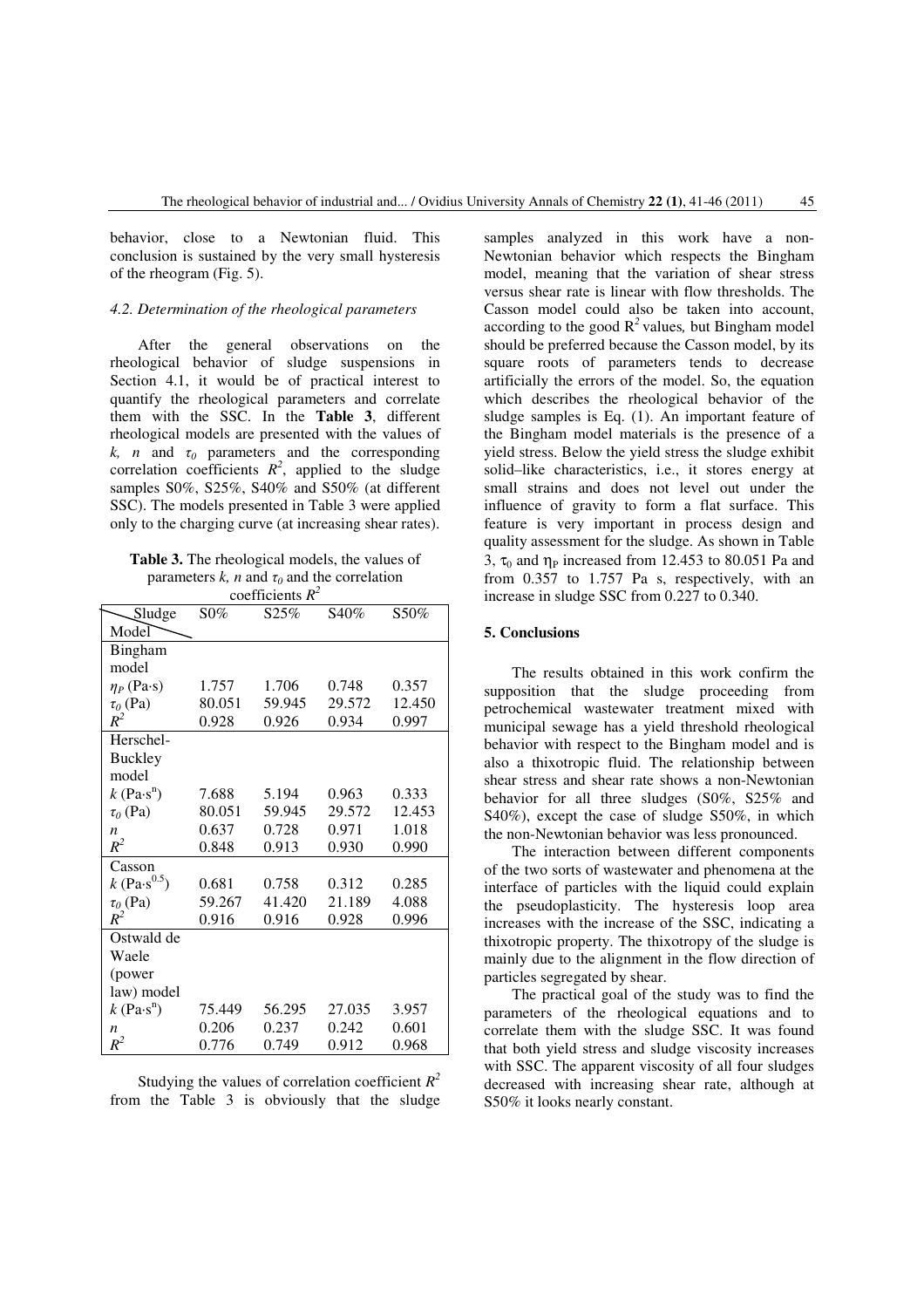behavior, close to a Newtonian fluid. This conclusion is sustained by the very small hysteresis of the rheogram (Fig. 5).

### *4.2. Determination of the rheological parameters*

After the general observations on the rheological behavior of sludge suspensions in Section 4.1, it would be of practical interest to quantify the rheological parameters and correlate them with the SSC. In the **Table 3**, different rheological models are presented with the values of $k$, $n$ and $\tau_0$ parameters and the corresponding correlation coefficients $R^2$, applied to the sludge samples S0%, S25%, S40% and S50% (at different SSC). The models presented in Table 3 were applied only to the charging curve (at increasing shear rates).

**Table 3.** The rheological models, the values of parameters $k$, $n$ and $\tau_0$ and the correlation coefficients $R^2$

| Model \ Sludge | S0% | S25% | S40% | S50% |
|---|---|---|---|---|
| **Bingham model** | | | | |
| $\eta_P$ (Pa·s) | 1.757 | 1.706 | 0.748 | 0.357 |
| $\tau_0$ (Pa) | 80.051 | 59.945 | 29.572 | 12.450 |
| $R^2$ | 0.928 | 0.926 | 0.934 | 0.997 |
| **Herschel-Buckley model** | | | | |
| $k$ (Pa·s$^n$) | 7.688 | 5.194 | 0.963 | 0.333 |
| $\tau_0$ (Pa) | 80.051 | 59.945 | 29.572 | 12.453 |
| $n$ | 0.637 | 0.728 | 0.971 | 1.018 |
| $R^2$ | 0.848 | 0.913 | 0.930 | 0.990 |
| **Casson** | | | | |
| $k$ (Pa·s$^{0.5}$) | 0.681 | 0.758 | 0.312 | 0.285 |
| $\tau_0$ (Pa) | 59.267 | 41.420 | 21.189 | 4.088 |
| $R^2$ | 0.916 | 0.916 | 0.928 | 0.996 |
| **Ostwald de Waele (power law) model** | | | | |
| $k$ (Pa·s$^n$) | 75.449 | 56.295 | 27.035 | 3.957 |
| $n$ | 0.206 | 0.237 | 0.242 | 0.601 |
| $R^2$ | 0.776 | 0.749 | 0.912 | 0.968 |

Studying the values of correlation coefficient $R^2$ from the Table 3 is obviously that the sludge samples analyzed in this work have a non-Newtonian behavior which respects the Bingham model, meaning that the variation of shear stress versus shear rate is linear with flow thresholds. The Casson model could also be taken into account, according to the good $R^2$ values, but Bingham model should be preferred because the Casson model, by its square roots of parameters tends to decrease artificially the errors of the model. So, the equation which describes the rheological behavior of the sludge samples is Eq. (1). An important feature of the Bingham model materials is the presence of a yield stress. Below the yield stress the sludge exhibit solid–like characteristics, i.e., it stores energy at small strains and does not level out under the influence of gravity to form a flat surface. This feature is very important in process design and quality assessment for the sludge. As shown in Table 3, $\tau_0$ and $\eta_P$ increased from 12.453 to 80.051 Pa and from 0.357 to 1.757 Pa s, respectively, with an increase in sludge SSC from 0.227 to 0.340.

## 5. Conclusions

The results obtained in this work confirm the supposition that the sludge proceeding from petrochemical wastewater treatment mixed with municipal sewage has a yield threshold rheological behavior with respect to the Bingham model and is also a thixotropic fluid. The relationship between shear stress and shear rate shows a non-Newtonian behavior for all three sludges (S0%, S25% and S40%), except the case of sludge S50%, in which the non-Newtonian behavior was less pronounced.

The interaction between different components of the two sorts of wastewater and phenomena at the interface of particles with the liquid could explain the pseudoplasticity. The hysteresis loop area increases with the increase of the SSC, indicating a thixotropic property. The thixotropy of the sludge is mainly due to the alignment in the flow direction of particles segregated by shear.

The practical goal of the study was to find the parameters of the rheological equations and to correlate them with the sludge SSC. It was found that both yield stress and sludge viscosity increases with SSC. The apparent viscosity of all four sludges decreased with increasing shear rate, although at S50% it looks nearly constant.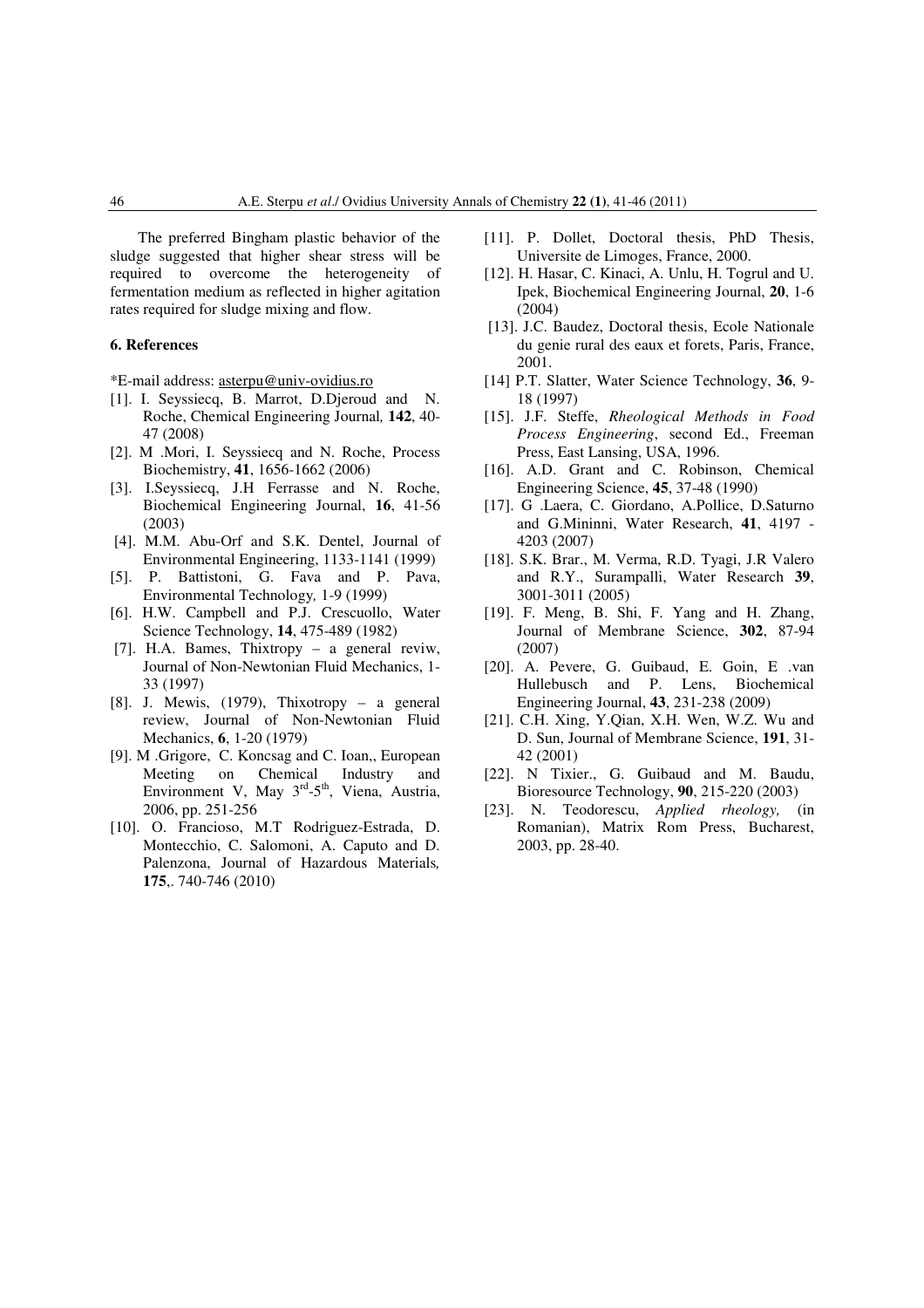The preferred Bingham plastic behavior of the sludge suggested that higher shear stress will be required to overcome the heterogeneity of fermentation medium as reflected in higher agitation rates required for sludge mixing and flow.

## 6. References

*E-mail address: asterpu@univ-ovidius.ro

[1]. I. Seyssiecq, B. Marrot, D.Djeroud and N. Roche, Chemical Engineering Journal*,* **142**, 40-47 (2008)

[2]. M .Mori, I. Seyssiecq and N. Roche, Process Biochemistry, **41**, 1656-1662 (2006)

[3]. I.Seyssiecq, J.H Ferrasse and N. Roche, Biochemical Engineering Journal, **16**, 41-56 (2003)

[4]. M.M. Abu-Orf and S.K. Dentel, Journal of Environmental Engineering, 1133-1141 (1999)

[5]. P. Battistoni, G. Fava and P. Pava, Environmental Technology*,* 1-9 (1999)

[6]. H.W. Campbell and P.J. Crescuollo, Water Science Technology, **14**, 475-489 (1982)

[7]. H.A. Bames, Thixtropy – a general reviw, Journal of Non-Newtonian Fluid Mechanics, 1-33 (1997)

[8]. J. Mewis, (1979), Thixotropy – a general review, Journal of Non-Newtonian Fluid Mechanics, **6**, 1-20 (1979)

[9]. M .Grigore, C. Koncsag and C. Ioan,, European Meeting on Chemical Industry and Environment V, May 3rd-5th, Viena, Austria, 2006, pp. 251-256

[10]. O. Francioso, M.T Rodriguez-Estrada, D. Montecchio, C. Salomoni, A. Caputo and D. Palenzona, Journal of Hazardous Materials*,* **175**,. 740-746 (2010)

[11]. P. Dollet, Doctoral thesis, PhD Thesis, Universite de Limoges, France, 2000.

[12]. H. Hasar, C. Kinaci, A. Unlu, H. Togrul and U. Ipek, Biochemical Engineering Journal, **20**, 1-6 (2004)

[13]. J.C. Baudez, Doctoral thesis, Ecole Nationale du genie rural des eaux et forets, Paris, France, 2001.

[14] P.T. Slatter, Water Science Technology, **36**, 9-18 (1997)

[15]. J.F. Steffe, *Rheological Methods in Food Process Engineering*, second Ed., Freeman Press, East Lansing, USA, 1996.

[16]. A.D. Grant and C. Robinson, Chemical Engineering Science, **45**, 37-48 (1990)

[17]. G .Laera, C. Giordano, A.Pollice, D.Saturno and G.Mininni, Water Research, **41**, 4197 - 4203 (2007)

[18]. S.K. Brar., M. Verma, R.D. Tyagi, J.R Valero and R.Y., Surampalli, Water Research **39**, 3001-3011 (2005)

[19]. F. Meng, B. Shi, F. Yang and H. Zhang, Journal of Membrane Science, **302**, 87-94 (2007)

[20]. A. Pevere, G. Guibaud, E. Goin, E .van Hullebusch and P. Lens, Biochemical Engineering Journal, **43**, 231-238 (2009)

[21]. C.H. Xing, Y.Qian, X.H. Wen, W.Z. Wu and D. Sun, Journal of Membrane Science, **191**, 31-42 (2001)

[22]. N Tixier., G. Guibaud and M. Baudu, Bioresource Technology, **90**, 215-220 (2003)

[23]. N. Teodorescu, *Applied rheology,* (in Romanian), Matrix Rom Press, Bucharest, 2003, pp. 28-40.